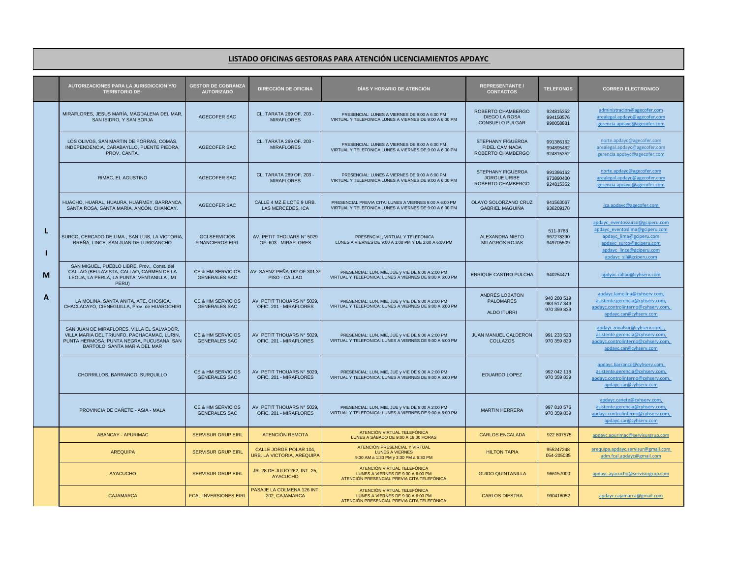## LISTADO OFICINAS GESTORAS PARA ATENCIÓN LICENCIAMIENTOS APDAYC

| | AUTORIZACIONES PARA LA JURISDICCION Y/O TERRITORIO DE: | GESTOR DE COBRANZA AUTORIZADO | DIRECCIÓN DE OFICINA | DÍAS Y HORARIO DE ATENCIÓN | REPRESENTANTE / CONTACTOS | TELEFONOS | CORREO ELECTRONICO |
|---|---|---|---|---|---|---|---|
| LIMA | MIRAFLORES, JESUS MARÍA, MAGDALENA DEL MAR, SAN ISIDRO, Y SAN BORJA | AGECOFER SAC | CL. TARATA 269 OF. 203 - MIRAFLORES | PRESENCIAL: LUNES A VIERNES DE 9:00 A 6:00 PM VIRTUAL Y TELEFONICA LUNES A VIERNES DE 9:00 A 6:00 PM | ROBERTO CHAMBERGO DIEGO LA ROSA CONSUELO PULGAR | 924815352 994150576 990058881 | administracion@agecofer.com arealegal.apdayc@agecofer.com gerencia.apdayc@agecofer.com |
| | LOS OLIVOS, SAN MARTIN DE PORRAS, COMAS, INDEPENDENCIA, CARABAYLLO, PUENTE PIEDRA, PROV. CANTA. | AGECOFER SAC | CL. TARATA 269 OF. 203 - MIRAFLORES | PRESENCIAL: LUNES A VIERNES DE 9:00 A 6:00 PM VIRTUAL Y TELEFONICA LUNES A VIERNES DE 9:00 A 6:00 PM | STEPHANY FIGUEROA FIDEL CAMINADA ROBERTO CHAMBERGO | 991386162 994895462 924815352 | norte.apdayc@agecofer.com arealegal.apdayc@agecofer.com gerencia.apdayc@agecofer.com |
| | RIMAC, EL AGUSTINO | AGECOFER SAC | CL. TARATA 269 OF. 203 - MIRAFLORES | PRESENCIAL: LUNES A VIERNES DE 9:00 A 6:00 PM VIRTUAL Y TELEFONICA LUNES A VIERNES DE 9:00 A 6:00 PM | STEPHANY FIGUEROA JORGUE URIBE ROBERTO CHAMBERGO | 991386162 973890400 924815352 | norte.apdayc@agecofer.com arealegal.apdayc@agecofer.com gerencia.apdayc@agecofer.com |
| | HUACHO, HUARAL, HUAURA, HUARMEY, BARRANCA, SANTA ROSA, SANTA MARÍA, ANCÓN, CHANCAY. | AGECOFER SAC | CALLE 4 MZ.E LOTE 9 URB. LAS MERCEDES, ICA | PRESENCIAL PREVIA CITA: LUNES A VIERNES 9:00 A 6:00 PM VIRTUAL Y TELEFONICA LUNES A VIERNES DE 9:00 A 6:00 PM | OLAYO SOLORZANO CRUZ GABRIEL MAGUIÑA | 941563067 936209178 | ica.apdayc@agecofer.com |
| | SURCO, CERCADO DE LIMA , SAN LUIS, LA VICTORIA, BREÑA, LINCE, SAN JUAN DE LURIGANCHO | GCI SERVICIOS FINANCIEROS EIRL | AV. PETIT THOUARS N° 5029 OF. 603 - MIRAFLORES | PRESENCIAL, VIRTUAL Y TELEFONICA LUNES A VIERNES DE 9:00 A 1:00 PM Y DE 2:00 A 6:00 PM | ALEXANDRA NIETO MILAGROS ROJAS | 511-9783 967278390 949705509 | apdayc_eventossurco@gciperu.com apdayc_eventoslima@gciperu.com apdayc_lima@gciperu.com apdayc_surco@gciperu.com apdayc_lince@gciperu.com apdayc_sjl@gciperu.com |
| | SAN MIGUEL, PUEBLO LIBRE, Prov., Const. del CALLAO (BELLAVISTA, CALLAO, CARMEN DE LA LEGUA, LA PERLA, LA PUNTA, VENTANILLA , MI PERU) | CE & HM SERVICIOS GENERALES SAC | AV. SAENZ PEÑA 182 OF.301 3º PISO - CALLAO | PRESENCIAL: LUN, MIE, JUE y VIE DE 9:00 A 2:00 PM VIRTUAL Y TELEFONICA: LUNES A VIERNES DE 9:00 A 6:00 PM | ENRIQUE CASTRO PULCHA | 940254471 | apdyac.callao@cyhserv.com |
| | LA MOLINA, SANTA ANITA, ATE, CHOSICA, CHACLACAYO, CIENEGUILLA, Prov. de HUAROCHIRI | CE & HM SERVICIOS GENERALES SAC | AV. PETIT THOUARS N° 5029, OFIC. 201 - MIRAFLORES | PRESENCIAL: LUN, MIE, JUE y VIE DE 9:00 A 2:00 PM VIRTUAL Y TELEFONICA: LUNES A VIERNES DE 9:00 A 6:00 PM | ANDRÉS LOBATON PALOMARES ALDO ITURRI | 940 280 519 983 517 349 970 359 839 | apdayc.lamolina@cyhserv.com, asistente.gerencia@cyhserv.com, apdayc.controlinterno@cyhserv.com, apdayc.car@cyhserv.com |
| | SAN JUAN DE MIRAFLORES, VILLA EL SALVADOR, VILLA MARIA DEL TRIUNFO, PACHACAMAC, LURIN, PUNTA HERMOSA, PUNTA NEGRA, PUCUSANA, SAN BARTOLO, SANTA MARIA DEL MAR | CE & HM SERVICIOS GENERALES SAC | AV. PETIT THOUARS N° 5029, OFIC. 201 - MIRAFLORES | PRESENCIAL: LUN, MIE, JUE y VIE DE 9:00 A 2:00 PM VIRTUAL Y TELEFONICA: LUNES A VIERNES DE 9:00 A 6:00 PM | JUAN MANUEL CALDERON COLLAZOS | 991 233 523 970 359 839 | apdayc.zonalsur@cyhserv.com, , asistente.gerencia@cyhserv.com, apdayc.controlinterno@cyhserv.com, apdayc.car@cyhserv.com |
| | CHORRILLOS, BARRANCO, SURQUILLO | CE & HM SERVICIOS GENERALES SAC | AV. PETIT THOUARS N° 5029, OFIC. 201 - MIRAFLORES | PRESENCIAL: LUN, MIE, JUE y VIE DE 9:00 A 2:00 PM VIRTUAL Y TELEFONICA: LUNES A VIERNES DE 9:00 A 6:00 PM | EDUARDO LOPEZ | 992 042 118 970 359 839 | apdayc.barranco@cyhserv.com, asistente.gerencia@cyhserv.com, apdayc.controlinterno@cyhserv.com, apdayc.car@cyhserv.com |
| | PROVINCIA DE CAÑETE - ASIA - MALA | CE & HM SERVICIOS GENERALES SAC | AV. PETIT THOUARS N° 5029, OFIC. 201 - MIRAFLORES | PRESENCIAL: LUN, MIE, JUE y VIE DE 9:00 A 2:00 PM VIRTUAL Y TELEFONICA: LUNES A VIERNES DE 9:00 A 6:00 PM | MARTIN HERRERA | 997 810 576 970 359 839 | apdayc.canete@cyhserv.com, asistente.gerencia@cyhserv.com, apdayc.controlinterno@cyhserv.com, apdayc.car@cyhserv.com |
| | ABANCAY - APURIMAC | SERVISUR GRUP EIRL | ATENCIÓN REMOTA | ATENCIÓN VIRTUAL TELEFÓNICA LUNES A SÁBADO DE 9:00 A 18:00 HORAS | CARLOS ENCALADA | 922 807575 | apdayc.apurimac@servisurgrup.com |
| | AREQUIPA | SERVISUR GRUP EIRL | CALLE JORGE POLAR 104, URB. LA VICTORIA, AREQUIPA | ATENCIÓN PRESENCIAL Y VIRTUAL LUNES A VIERNES 9:30 AM a 1:30 PM y 3:30 PM a 6:30 PM | HILTON TAPIA | 955247248 054-205035 | arequipa.apdayc.servisur@gmail.com adm.fcal.apdayc@gmail.com |
| | AYACUCHO | SERVISUR GRUP EIRL | JR. 28 DE JULIO 262, INT. 25, AYACUCHO | ATENCIÓN VIRTUAL TELEFÓNICA LUNES A VIERNES DE 9:00 A 6:00 PM ATENCIÓN PRESENCIAL PREVIA CITA TELEFÓNICA | GUIDO QUINTANILLA | 966157000 | apdayc.ayacucho@servisurgrup.com |
| | CAJAMARCA | FCAL INVERSIONES EIRL | PASAJE LA COLMENA 126 INT. 202, CAJAMARCA | ATENCIÓN VIRTUAL TELEFÓNICA LUNES A VIERNES DE 9:00 A 6:00 PM ATENCIÓN PRESENCIAL PREVIA CITA TELEFÓNICA | CARLOS DIESTRA | 990418052 | apdayc.cajamarca@gmail.com |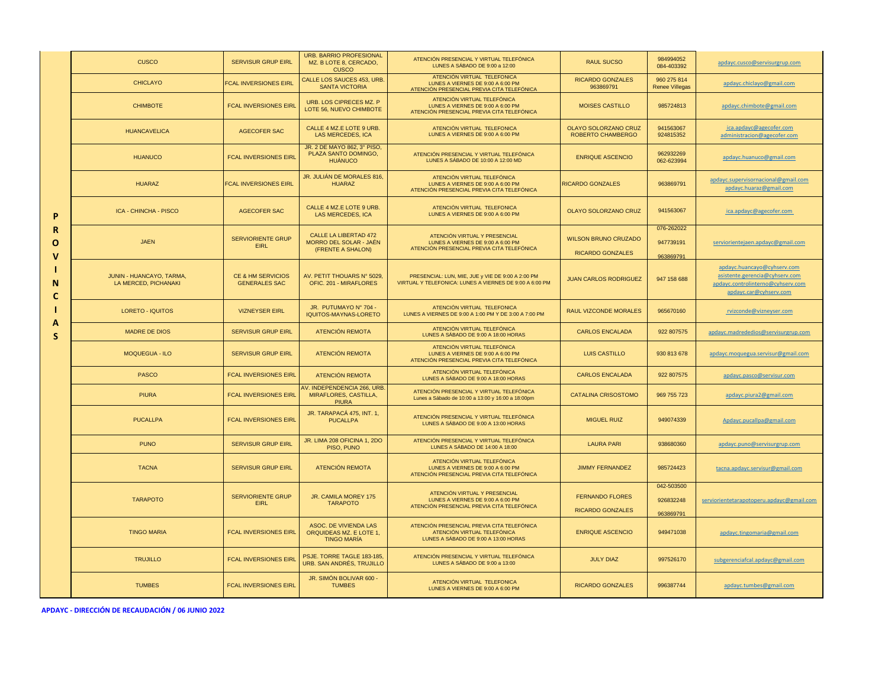| | | | | | | | |
|---|---|---|---|---|---|---|---|
| PROVINCIAS | CUSCO | SERVISUR GRUP EIRL | URB. BARRIO PROFESIONAL MZ. B LOTE 8, CERCADO, CUSCO | ATENCIÓN PRESENCIAL Y VIRTUAL TELEFÓNICA LUNES A SÁBADO DE 9:00 a 12:00 | RAUL SUCSO | 984994052 084-403392 | apdayc.cusco@servisurgrup.com |
| | CHICLAYO | FCAL INVERSIONES EIRL | CALLE LOS SAUCES 453, URB. SANTA VICTORIA | ATENCIÓN VIRTUAL TELEFONICA LUNES A VIERNES DE 9:00 A 6:00 PM ATENCIÓN PRESENCIAL PREVIA CITA TELEFÓNICA | RICARDO GONZALES 963869791 | 960 275 814 Renee Villegas | apdayc.chiclayo@gmail.com |
| | CHIMBOTE | FCAL INVERSIONES EIRL | URB. LOS CIPRECES MZ. P LOTE 56, NUEVO CHIMBOTE | ATENCIÓN VIRTUAL TELEFÓNICA LUNES A VIERNES DE 9:00 A 6:00 PM ATENCIÓN PRESENCIAL PREVIA CITA TELEFÓNICA | MOISES CASTILLO | 985724813 | apdayc.chimbote@gmail.com |
| | HUANCAVELICA | AGECOFER SAC | CALLE 4 MZ.E LOTE 9 URB. LAS MERCEDES, ICA | ATENCIÓN VIRTUAL TELEFONICA LUNES A VIERNES DE 9:00 A 6:00 PM | OLAYO SOLORZANO CRUZ ROBERTO CHAMBERGO | 941563067 924815352 | ica.apdayc@agecofer.com administracion@agecofer.com |
| | HUANUCO | FCAL INVERSIONES EIRL | JR. 2 DE MAYO 862, 3° PISO, PLAZA SANTO DOMINGO, HUÁNUCO | ATENCIÓN PRESENCIAL Y VIRTUAL TELEFÓNICA LUNES A SÁBADO DE 10:00 A 12:00 MD | ENRIQUE ASCENCIO | 962932269 062-623994 | apdayc.huanuco@gmail.com |
| | HUARAZ | FCAL INVERSIONES EIRL | JR. JULIÁN DE MORALES 816, HUARAZ | ATENCIÓN VIRTUAL TELEFÓNICA LUNES A VIERNES DE 9:00 A 6:00 PM ATENCIÓN PRESENCIAL PREVIA CITA TELEFÓNICA | RICARDO GONZALES | 963869791 | apdayc.supervisornacional@gmail.com apdayc.huaraz@gmail.com |
| | ICA - CHINCHA - PISCO | AGECOFER SAC | CALLE 4 MZ.E LOTE 9 URB. LAS MERCEDES, ICA | ATENCIÓN VIRTUAL TELEFONICA LUNES A VIERNES DE 9:00 A 6:00 PM | OLAYO SOLORZANO CRUZ | 941563067 | ica.apdayc@agecofer.com |
| | JAEN | SERVIORIENTE GRUP EIRL | CALLE LA LIBERTAD 472 MORRO DEL SOLAR - JAÉN (FRENTE A SHALON) | ATENCIÓN VIRTUAL Y PRESENCIAL LUNES A VIERNES DE 9:00 A 6:00 PM ATENCIÓN PRESENCIAL PREVIA CITA TELEFÓNICA | WILSON BRUNO CRUZADO RICARDO GONZALES | 076-262022 947739191 963869791 | servientejaen.apdayc@gmail.com |
| | JUNIN - HUANCAYO, TARMA, LA MERCED, PICHANAKI | CE & HM SERVICIOS GENERALES SAC | AV. PETIT THOUARS N° 5029, OFIC. 201 - MIRAFLORES | PRESENCIAL: LUN, MIE, JUE y VIE DE 9:00 A 2:00 PM VIRTUAL Y TELEFONICA: LUNES A VIERNES DE 9:00 A 6:00 PM | JUAN CARLOS RODRIGUEZ | 947 158 688 | apdayc.huancayo@cyhserv.com asistente.gerencia@cyhserv.com apdayc.controlinterno@cyhserv.com apdayc.car@cyhserv.com |
| | LORETO - IQUITOS | VIZNEYSER EIRL | JR. PUTUMAYO N° 704 - IQUITOS-MAYNAS-LORETO | ATENCIÓN VIRTUAL TELEFONICA LUNES A VIERNES DE 9:00 A 1:00 PM Y DE 3:00 A 7:00 PM | RAUL VIZCONDE MORALES | 965670160 | rvizconde@vizneyser.com |
| | MADRE DE DIOS | SERVISUR GRUP EIRL | ATENCIÓN REMOTA | ATENCIÓN VIRTUAL TELEFÓNICA LUNES A SÁBADO DE 9:00 A 18:00 HORAS | CARLOS ENCALADA | 922 807575 | apdayc.madrededios@servisurgrup.com |
| | MOQUEGUA - ILO | SERVISUR GRUP EIRL | ATENCIÓN REMOTA | ATENCIÓN VIRTUAL TELEFÓNICA LUNES A VIERNES DE 9:00 A 6:00 PM ATENCIÓN PRESENCIAL PREVIA CITA TELEFÓNICA | LUIS CASTILLO | 930 813 678 | apdayc.moquegua.servisur@gmail.com |
| | PASCO | FCAL INVERSIONES EIRL | ATENCIÓN REMOTA | ATENCIÓN VIRTUAL TELEFÓNICA LUNES A SÁBADO DE 9:00 A 18:00 HORAS | CARLOS ENCALADA | 922 807575 | apdayc.pasco@servisur.com |
| | PIURA | FCAL INVERSIONES EIRL | AV. INDEPENDENCIA 266, URB. MIRAFLORES, CASTILLA, PIURA | ATENCIÓN PRESENCIAL Y VIRTUAL TELEFÓNICA Lunes a Sábado de 10:00 a 13:00 y 16:00 a 18:00pm | CATALINA CRISOSTOMO | 969 755 723 | apdayc.piura2@gmail.com |
| | PUCALLPA | FCAL INVERSIONES EIRL | JR. TARAPACÁ 475, INT. 1, PUCALLPA | ATENCIÓN PRESENCIAL Y VIRTUAL TELEFÓNICA LUNES A SÁBADO DE 9:00 A 13:00 HORAS | MIGUEL RUIZ | 949074339 | Apdayc.pucallpa@gmail.com |
| | PUNO | SERVISUR GRUP EIRL | JR. LIMA 208 OFICINA 1, 2DO PISO, PUNO | ATENCIÓN PRESENCIAL Y VIRTUAL TELEFÓNICA LUNES A SÁBADO DE 14:00 A 18:00 | LAURA PARI | 938680360 | apdayc.puno@servisurgrup.com |
| | TACNA | SERVISUR GRUP EIRL | ATENCIÓN REMOTA | ATENCIÓN VIRTUAL TELEFÓNICA LUNES A VIERNES DE 9:00 A 6:00 PM ATENCIÓN PRESENCIAL PREVIA CITA TELEFÓNICA | JIMMY FERNANDEZ | 985724423 | tacna.apdayc.servisur@gmail.com |
| | TARAPOTO | SERVIORIENTE GRUP EIRL | JR. CAMILA MOREY 175 TARAPOTO | ATENCIÓN VIRTUAL Y PRESENCIAL LUNES A VIERNES DE 9:00 A 6:00 PM ATENCIÓN PRESENCIAL PREVIA CITA TELEFÓNICA | FERNANDO FLORES RICARDO GONZALES | 042-503500 926832248 963869791 | servientetarapotoperu.apdayc@gmail.com |
| | TINGO MARIA | FCAL INVERSIONES EIRL | ASOC. DE VIVIENDA LAS ORQUIDEAS MZ. E LOTE 1, TINGO MARÍA | ATENCIÓN PRESENCIAL PREVIA CITA TELEFÓNICA ATENCIÓN VIRTUAL TELEFÓNICA LUNES A SÁBADO DE 9:00 A 13:00 HORAS | ENRIQUE ASCENCIO | 949471038 | apdayc.tingomaria@gmail.com |
| | TRUJILLO | FCAL INVERSIONES EIRL | PSJE. TORRE TAGLE 183-185, URB. SAN ANDRÉS, TRUJILLO | ATENCIÓN PRESENCIAL Y VIRTUAL TELEFÓNICA LUNES A SÁBADO DE 9:00 a 13:00 | JULY DIAZ | 997526170 | subgerenciafcal.apdayc@gmail.com |
| | TUMBES | FCAL INVERSIONES EIRL | JR. SIMÓN BOLIVAR 600 - TUMBES | ATENCIÓN VIRTUAL TELEFONICA LUNES A VIERNES DE 9:00 A 6:00 PM | RICARDO GONZALES | 996387744 | apdayc.tumbes@gmail.com |

**APDAYC - DIRECCIÓN DE RECAUDACIÓN / 06 JUNIO 2022**